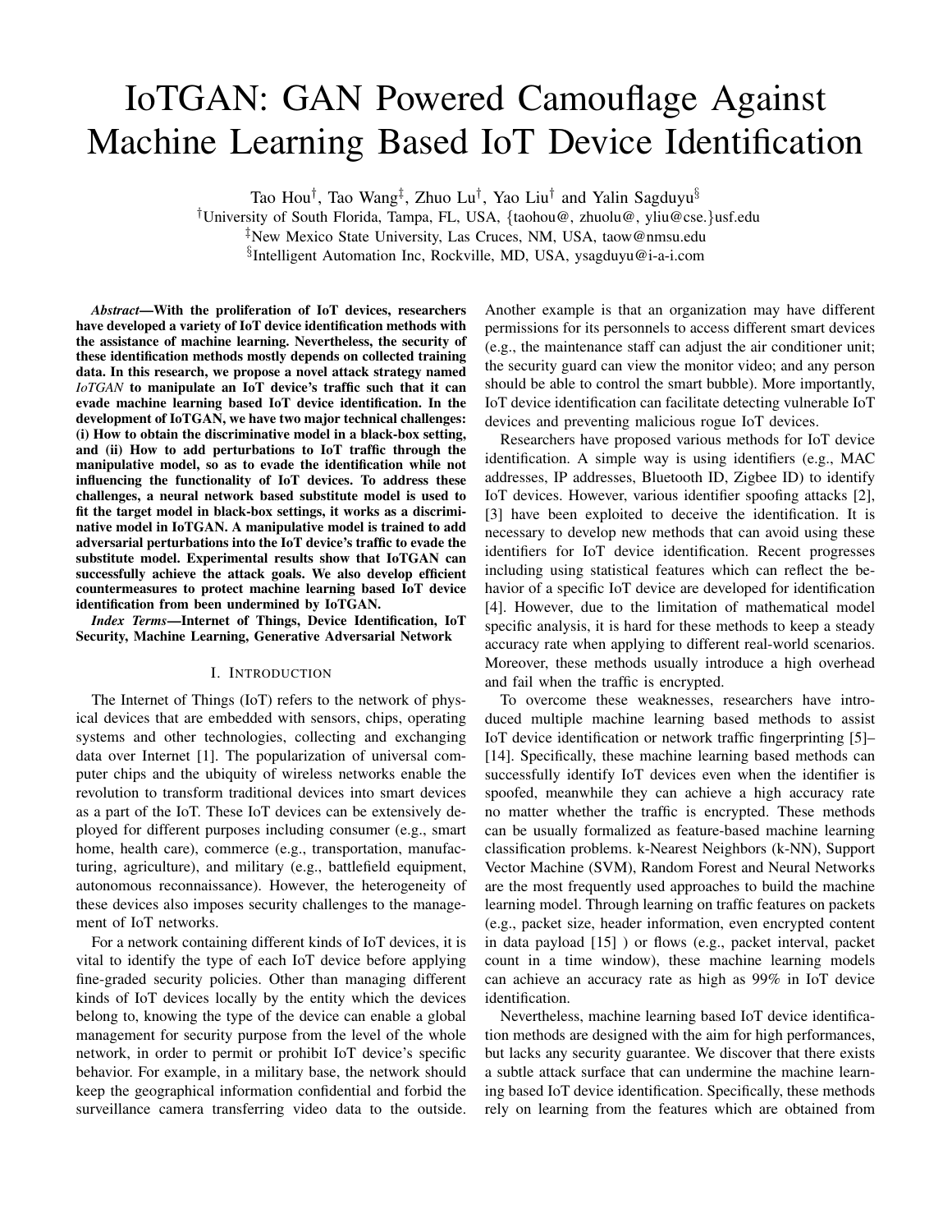# IoTGAN: GAN Powered Camouflage Against Machine Learning Based IoT Device Identification

Tao Hou[†], Tao Wang[‡], Zhuo Lu[†], Yao Liu[†] and Yalin Sagduyu[§]

[†]University of South Florida, Tampa, FL, USA, {taohou@, zhuolu@, yliu@cse.}usf.edu

[‡]New Mexico State University, Las Cruces, NM, USA, taow@nmsu.edu

[§]Intelligent Automation Inc, Rockville, MD, USA, ysagduyu@i-a-i.com

***Abstract*—With the proliferation of IoT devices, researchers have developed a variety of IoT device identification methods with the assistance of machine learning. Nevertheless, the security of these identification methods mostly depends on collected training data. In this research, we propose a novel attack strategy named *IoTGAN* to manipulate an IoT device's traffic such that it can evade machine learning based IoT device identification. In the development of IoTGAN, we have two major technical challenges: (i) How to obtain the discriminative model in a black-box setting, and (ii) How to add perturbations to IoT traffic through the manipulative model, so as to evade the identification while not influencing the functionality of IoT devices. To address these challenges, a neural network based substitute model is used to fit the target model in black-box settings, it works as a discriminative model in IoTGAN. A manipulative model is trained to add adversarial perturbations into the IoT device's traffic to evade the substitute model. Experimental results show that IoTGAN can successfully achieve the attack goals. We also develop efficient countermeasures to protect machine learning based IoT device identification from been undermined by IoTGAN.**

***Index Terms*—Internet of Things, Device Identification, IoT Security, Machine Learning, Generative Adversarial Network**

## I. Introduction

The Internet of Things (IoT) refers to the network of physical devices that are embedded with sensors, chips, operating systems and other technologies, collecting and exchanging data over Internet [1]. The popularization of universal computer chips and the ubiquity of wireless networks enable the revolution to transform traditional devices into smart devices as a part of the IoT. These IoT devices can be extensively deployed for different purposes including consumer (e.g., smart home, health care), commerce (e.g., transportation, manufacturing, agriculture), and military (e.g., battlefield equipment, autonomous reconnaissance). However, the heterogeneity of these devices also imposes security challenges to the management of IoT networks.

For a network containing different kinds of IoT devices, it is vital to identify the type of each IoT device before applying fine-graded security policies. Other than managing different kinds of IoT devices locally by the entity which the devices belong to, knowing the type of the device can enable a global management for security purpose from the level of the whole network, in order to permit or prohibit IoT device's specific behavior. For example, in a military base, the network should keep the geographical information confidential and forbid the surveillance camera transferring video data to the outside. Another example is that an organization may have different permissions for its personnels to access different smart devices (e.g., the maintenance staff can adjust the air conditioner unit; the security guard can view the monitor video; and any person should be able to control the smart bubble). More importantly, IoT device identification can facilitate detecting vulnerable IoT devices and preventing malicious rogue IoT devices.

Researchers have proposed various methods for IoT device identification. A simple way is using identifiers (e.g., MAC addresses, IP addresses, Bluetooth ID, Zigbee ID) to identify IoT devices. However, various identifier spoofing attacks [2], [3] have been exploited to deceive the identification. It is necessary to develop new methods that can avoid using these identifiers for IoT device identification. Recent progresses including using statistical features which can reflect the behavior of a specific IoT device are developed for identification [4]. However, due to the limitation of mathematical model specific analysis, it is hard for these methods to keep a steady accuracy rate when applying to different real-world scenarios. Moreover, these methods usually introduce a high overhead and fail when the traffic is encrypted.

To overcome these weaknesses, researchers have introduced multiple machine learning based methods to assist IoT device identification or network traffic fingerprinting [5]–[14]. Specifically, these machine learning based methods can successfully identify IoT devices even when the identifier is spoofed, meanwhile they can achieve a high accuracy rate no matter whether the traffic is encrypted. These methods can be usually formalized as feature-based machine learning classification problems. k-Nearest Neighbors (k-NN), Support Vector Machine (SVM), Random Forest and Neural Networks are the most frequently used approaches to build the machine learning model. Through learning on traffic features on packets (e.g., packet size, header information, even encrypted content in data payload [15] ) or flows (e.g., packet interval, packet count in a time window), these machine learning models can achieve an accuracy rate as high as 99% in IoT device identification.

Nevertheless, machine learning based IoT device identification methods are designed with the aim for high performances, but lacks any security guarantee. We discover that there exists a subtle attack surface that can undermine the machine learning based IoT device identification. Specifically, these methods rely on learning from the features which are obtained from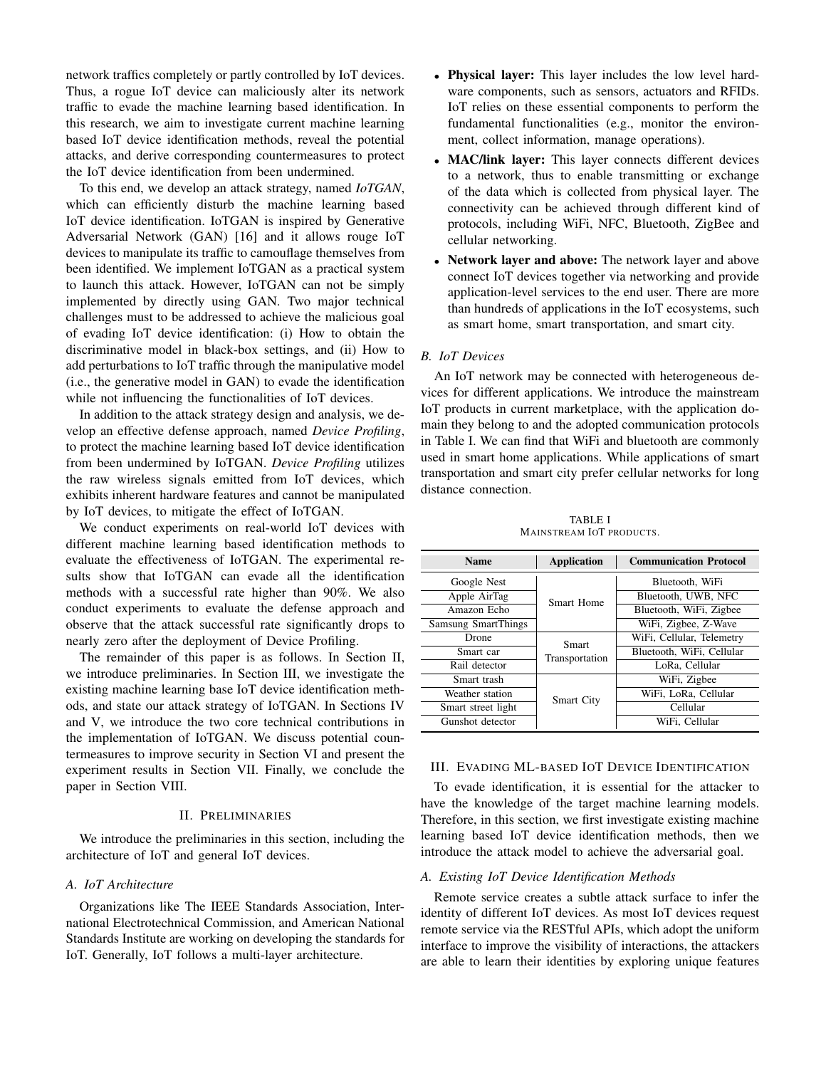network traffics completely or partly controlled by IoT devices. Thus, a rogue IoT device can maliciously alter its network traffic to evade the machine learning based identification. In this research, we aim to investigate current machine learning based IoT device identification methods, reveal the potential attacks, and derive corresponding countermeasures to protect the IoT device identification from been undermined.

To this end, we develop an attack strategy, named *IoTGAN*, which can efficiently disturb the machine learning based IoT device identification. IoTGAN is inspired by Generative Adversarial Network (GAN) [16] and it allows rouge IoT devices to manipulate its traffic to camouflage themselves from been identified. We implement IoTGAN as a practical system to launch this attack. However, IoTGAN can not be simply implemented by directly using GAN. Two major technical challenges must to be addressed to achieve the malicious goal of evading IoT device identification: (i) How to obtain the discriminative model in black-box settings, and (ii) How to add perturbations to IoT traffic through the manipulative model (i.e., the generative model in GAN) to evade the identification while not influencing the functionalities of IoT devices.

In addition to the attack strategy design and analysis, we develop an effective defense approach, named *Device Profiling*, to protect the machine learning based IoT device identification from been undermined by IoTGAN. *Device Profiling* utilizes the raw wireless signals emitted from IoT devices, which exhibits inherent hardware features and cannot be manipulated by IoT devices, to mitigate the effect of IoTGAN.

We conduct experiments on real-world IoT devices with different machine learning based identification methods to evaluate the effectiveness of IoTGAN. The experimental results show that IoTGAN can evade all the identification methods with a successful rate higher than 90%. We also conduct experiments to evaluate the defense approach and observe that the attack successful rate significantly drops to nearly zero after the deployment of Device Profiling.

The remainder of this paper is as follows. In Section II, we introduce preliminaries. In Section III, we investigate the existing machine learning base IoT device identification methods, and state our attack strategy of IoTGAN. In Sections IV and V, we introduce the two core technical contributions in the implementation of IoTGAN. We discuss potential countermeasures to improve security in Section VI and present the experiment results in Section VII. Finally, we conclude the paper in Section VIII.

## II. Preliminaries

We introduce the preliminaries in this section, including the architecture of IoT and general IoT devices.

### A. IoT Architecture

Organizations like The IEEE Standards Association, International Electrotechnical Commission, and American National Standards Institute are working on developing the standards for IoT. Generally, IoT follows a multi-layer architecture.

- **Physical layer:** This layer includes the low level hardware components, such as sensors, actuators and RFIDs. IoT relies on these essential components to perform the fundamental functionalities (e.g., monitor the environment, collect information, manage operations).
- **MAC/link layer:** This layer connects different devices to a network, thus to enable transmitting or exchange of the data which is collected from physical layer. The connectivity can be achieved through different kind of protocols, including WiFi, NFC, Bluetooth, ZigBee and cellular networking.
- **Network layer and above:** The network layer and above connect IoT devices together via networking and provide application-level services to the end user. There are more than hundreds of applications in the IoT ecosystems, such as smart home, smart transportation, and smart city.

### B. IoT Devices

An IoT network may be connected with heterogeneous devices for different applications. We introduce the mainstream IoT products in current marketplace, with the application domain they belong to and the adopted communication protocols in Table I. We can find that WiFi and bluetooth are commonly used in smart home applications. While applications of smart transportation and smart city prefer cellular networks for long distance connection.

TABLE I
Mainstream IoT products.

| Name | Application | Communication Protocol |
|---|---|---|
| Google Nest | Smart Home | Bluetooth, WiFi |
| Apple AirTag | | Bluetooth, UWB, NFC |
| Amazon Echo | | Bluetooth, WiFi, Zigbee |
| Samsung SmartThings | | WiFi, Zigbee, Z-Wave |
| Drone | Smart Transportation | WiFi, Cellular, Telemetry |
| Smart car | | Bluetooth, WiFi, Cellular |
| Rail detector | | LoRa, Cellular |
| Smart trash | Smart City | WiFi, Zigbee |
| Weather station | | WiFi, LoRa, Cellular |
| Smart street light | | Cellular |
| Gunshot detector | | WiFi, Cellular |

## III. Evading ML-based IoT Device Identification

To evade identification, it is essential for the attacker to have the knowledge of the target machine learning models. Therefore, in this section, we first investigate existing machine learning based IoT device identification methods, then we introduce the attack model to achieve the adversarial goal.

### A. Existing IoT Device Identification Methods

Remote service creates a subtle attack surface to infer the identity of different IoT devices. As most IoT devices request remote service via the RESTful APIs, which adopt the uniform interface to improve the visibility of interactions, the attackers are able to learn their identities by exploring unique features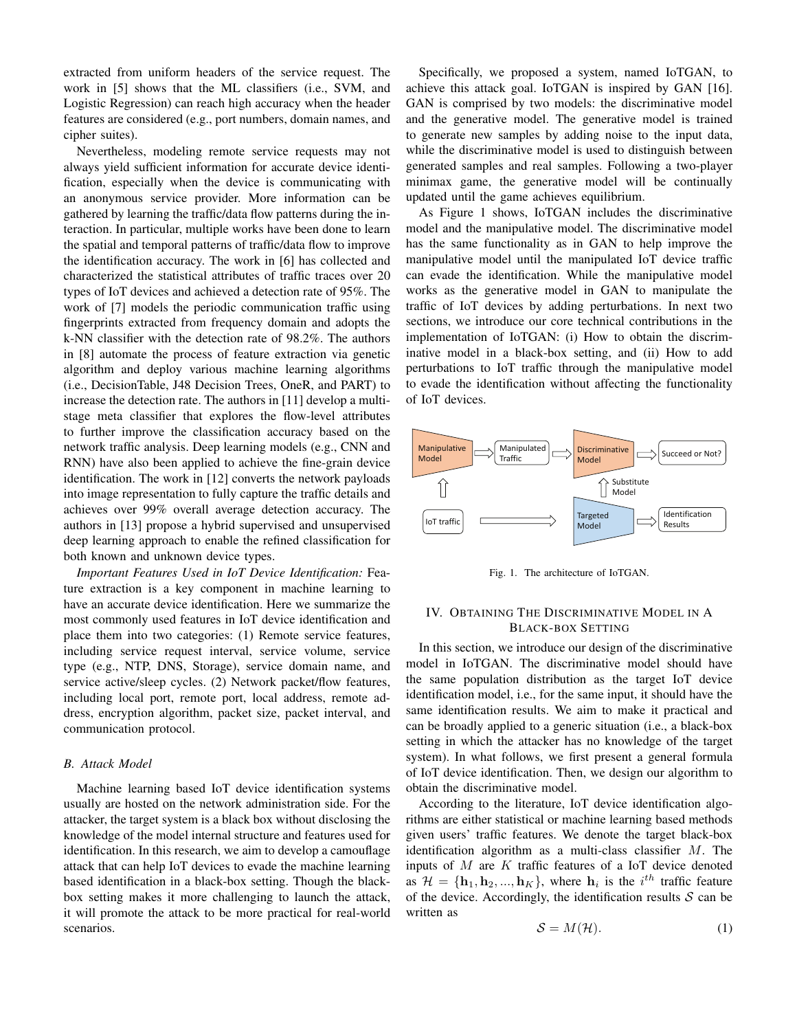extracted from uniform headers of the service request. The work in [5] shows that the ML classifiers (i.e., SVM, and Logistic Regression) can reach high accuracy when the header features are considered (e.g., port numbers, domain names, and cipher suites).

Nevertheless, modeling remote service requests may not always yield sufficient information for accurate device identification, especially when the device is communicating with an anonymous service provider. More information can be gathered by learning the traffic/data flow patterns during the interaction. In particular, multiple works have been done to learn the spatial and temporal patterns of traffic/data flow to improve the identification accuracy. The work in [6] has collected and characterized the statistical attributes of traffic traces over 20 types of IoT devices and achieved a detection rate of 95%. The work of [7] models the periodic communication traffic using fingerprints extracted from frequency domain and adopts the k-NN classifier with the detection rate of 98.2%. The authors in [8] automate the process of feature extraction via genetic algorithm and deploy various machine learning algorithms (i.e., DecisionTable, J48 Decision Trees, OneR, and PART) to increase the detection rate. The authors in [11] develop a multi-stage meta classifier that explores the flow-level attributes to further improve the classification accuracy based on the network traffic analysis. Deep learning models (e.g., CNN and RNN) have also been applied to achieve the fine-grain device identification. The work in [12] converts the network payloads into image representation to fully capture the traffic details and achieves over 99% overall average detection accuracy. The authors in [13] propose a hybrid supervised and unsupervised deep learning approach to enable the refined classification for both known and unknown device types.

*Important Features Used in IoT Device Identification:* Feature extraction is a key component in machine learning to have an accurate device identification. Here we summarize the most commonly used features in IoT device identification and place them into two categories: (1) Remote service features, including service request interval, service volume, service type (e.g., NTP, DNS, Storage), service domain name, and service active/sleep cycles. (2) Network packet/flow features, including local port, remote port, local address, remote address, encryption algorithm, packet size, packet interval, and communication protocol.

### B. Attack Model

Machine learning based IoT device identification systems usually are hosted on the network administration side. For the attacker, the target system is a black box without disclosing the knowledge of the model internal structure and features used for identification. In this research, we aim to develop a camouflage attack that can help IoT devices to evade the machine learning based identification in a black-box setting. Though the black-box setting makes it more challenging to launch the attack, it will promote the attack to be more practical for real-world scenarios.

Specifically, we proposed a system, named IoTGAN, to achieve this attack goal. IoTGAN is inspired by GAN [16]. GAN is comprised by two models: the discriminative model and the generative model. The generative model is trained to generate new samples by adding noise to the input data, while the discriminative model is used to distinguish between generated samples and real samples. Following a two-player minimax game, the generative model will be continually updated until the game achieves equilibrium.

As Figure 1 shows, IoTGAN includes the discriminative model and the manipulative model. The discriminative model has the same functionality as in GAN to help improve the manipulative model until the manipulated IoT device traffic can evade the identification. While the manipulative model works as the generative model in GAN to manipulate the traffic of IoT devices by adding perturbations. In next two sections, we introduce our core technical contributions in the implementation of IoTGAN: (i) How to obtain the discriminative model in a black-box setting, and (ii) How to add perturbations to IoT traffic through the manipulative model to evade the identification without affecting the functionality of IoT devices.

Fig. 1. The architecture of IoTGAN.

## IV. Obtaining The Discriminative Model in a Black-box Setting

In this section, we introduce our design of the discriminative model in IoTGAN. The discriminative model should have the same population distribution as the target IoT device identification model, i.e., for the same input, it should have the same identification results. We aim to make it practical and can be broadly applied to a generic situation (i.e., a black-box setting in which the attacker has no knowledge of the target system). In what follows, we first present a general formula of IoT device identification. Then, we design our algorithm to obtain the discriminative model.

According to the literature, IoT device identification algorithms are either statistical or machine learning based methods given users' traffic features. We denote the target black-box identification algorithm as a multi-class classifier $M$. The inputs of $M$ are $K$ traffic features of a IoT device denoted as $\mathcal{H} = \{\mathbf{h}_1, \mathbf{h}_2, ..., \mathbf{h}_K\}$, where $\mathbf{h}_i$ is the $i^{th}$ traffic feature of the device. Accordingly, the identification results $\mathcal{S}$ can be written as

$$\mathcal{S} = M(\mathcal{H}). \tag{1}$$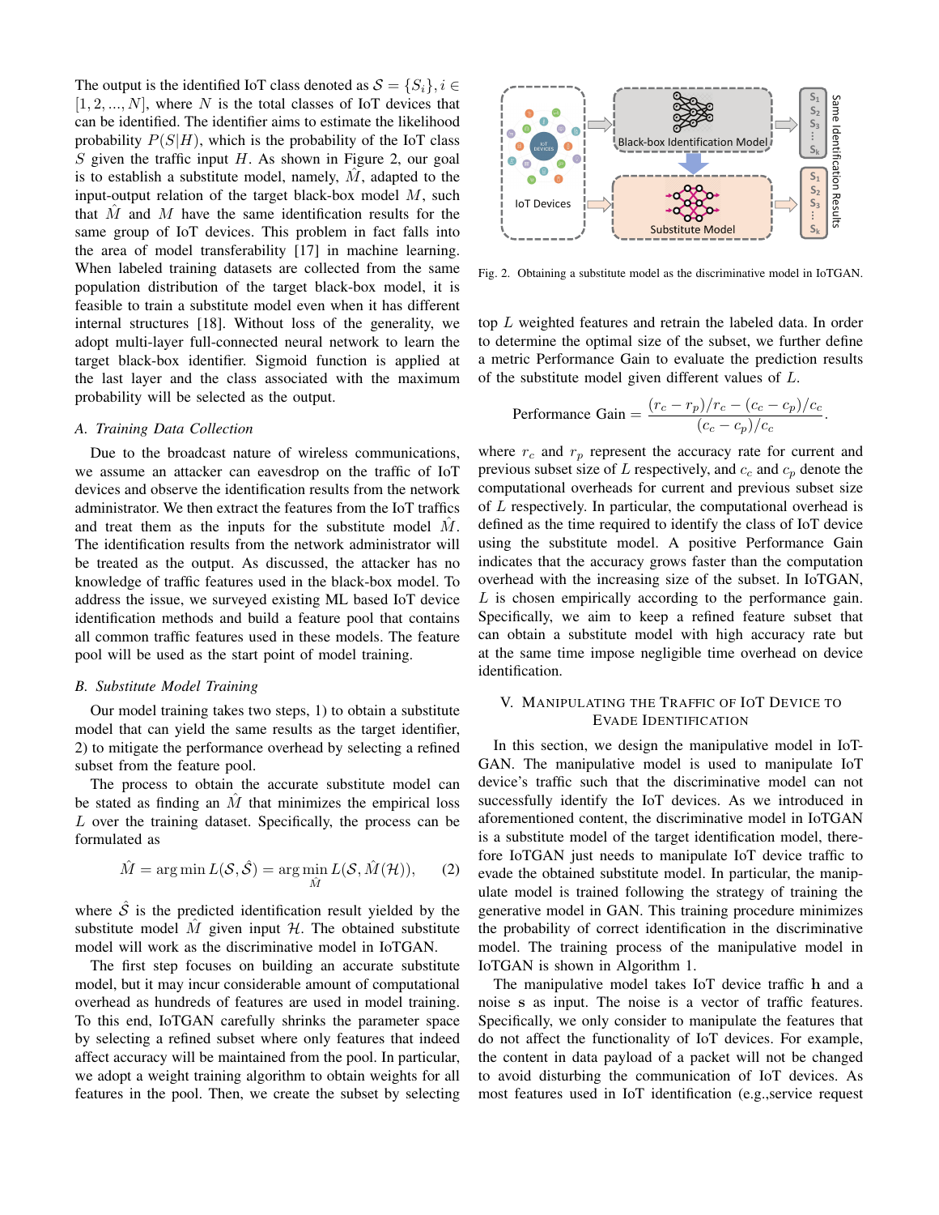The output is the identified IoT class denoted as $\mathcal{S} = \{S_i\}, i \in [1, 2, ..., N]$, where $N$ is the total classes of IoT devices that can be identified. The identifier aims to estimate the likelihood probability $P(S|H)$, which is the probability of the IoT class $S$ given the traffic input $H$. As shown in Figure 2, our goal is to establish a substitute model, namely, $\hat{M}$, adapted to the input-output relation of the target black-box model $M$, such that $\hat{M}$ and $M$ have the same identification results for the same group of IoT devices. This problem in fact falls into the area of model transferability [17] in machine learning. When labeled training datasets are collected from the same population distribution of the target black-box model, it is feasible to train a substitute model even when it has different internal structures [18]. Without loss of the generality, we adopt multi-layer full-connected neural network to learn the target black-box identifier. Sigmoid function is applied at the last layer and the class associated with the maximum probability will be selected as the output.

### A. Training Data Collection

Due to the broadcast nature of wireless communications, we assume an attacker can eavesdrop on the traffic of IoT devices and observe the identification results from the network administrator. We then extract the features from the IoT traffics and treat them as the inputs for the substitute model $\hat{M}$. The identification results from the network administrator will be treated as the output. As discussed, the attacker has no knowledge of traffic features used in the black-box model. To address the issue, we surveyed existing ML based IoT device identification methods and build a feature pool that contains all common traffic features used in these models. The feature pool will be used as the start point of model training.

### B. Substitute Model Training

Our model training takes two steps, 1) to obtain a substitute model that can yield the same results as the target identifier, 2) to mitigate the performance overhead by selecting a refined subset from the feature pool.

The process to obtain the accurate substitute model can be stated as finding an $\hat{M}$ that minimizes the empirical loss $L$ over the training dataset. Specifically, the process can be formulated as

$$\hat{M} = \arg\min L(\mathcal{S}, \hat{\mathcal{S}}) = \arg\min_{\hat{M}} L(\mathcal{S}, \hat{M}(\mathcal{H})), \quad (2)$$

where $\hat{\mathcal{S}}$ is the predicted identification result yielded by the substitute model $\hat{M}$ given input $\mathcal{H}$. The obtained substitute model will work as the discriminative model in IoTGAN.

The first step focuses on building an accurate substitute model, but it may incur considerable amount of computational overhead as hundreds of features are used in model training. To this end, IoTGAN carefully shrinks the parameter space by selecting a refined subset where only features that indeed affect accuracy will be maintained from the pool. In particular, we adopt a weight training algorithm to obtain weights for all features in the pool. Then, we create the subset by selecting top $L$ weighted features and retrain the labeled data. In order to determine the optimal size of the subset, we further define a metric Performance Gain to evaluate the prediction results of the substitute model given different values of $L$.

Fig. 2. Obtaining a substitute model as the discriminative model in IoTGAN.

$$\text{Performance Gain} = \frac{(r_c - r_p)/r_c - (c_c - c_p)/c_c}{(c_c - c_p)/c_c}.$$

where $r_c$ and $r_p$ represent the accuracy rate for current and previous subset size of $L$ respectively, and $c_c$ and $c_p$ denote the computational overheads for current and previous subset size of $L$ respectively. In particular, the computational overhead is defined as the time required to identify the class of IoT device using the substitute model. A positive Performance Gain indicates that the accuracy grows faster than the computation overhead with the increasing size of the subset. In IoTGAN, $L$ is chosen empirically according to the performance gain. Specifically, we aim to keep a refined feature subset that can obtain a substitute model with high accuracy rate but at the same time impose negligible time overhead on device identification.

## V. Manipulating the Traffic of IoT Device to Evade Identification

In this section, we design the manipulative model in IoT-GAN. The manipulative model is used to manipulate IoT device's traffic such that the discriminative model can not successfully identify the IoT devices. As we introduced in aforementioned content, the discriminative model in IoTGAN is a substitute model of the target identification model, therefore IoTGAN just needs to manipulate IoT device traffic to evade the obtained substitute model. In particular, the manipulate model is trained following the strategy of training the generative model in GAN. This training procedure minimizes the probability of correct identification in the discriminative model. The training process of the manipulative model in IoTGAN is shown in Algorithm 1.

The manipulative model takes IoT device traffic $\mathbf{h}$ and a noise $\mathbf{s}$ as input. The noise is a vector of traffic features. Specifically, we only consider to manipulate the features that do not affect the functionality of IoT devices. For example, the content in data payload of a packet will not be changed to avoid disturbing the communication of IoT devices. As most features used in IoT identification (e.g.,service request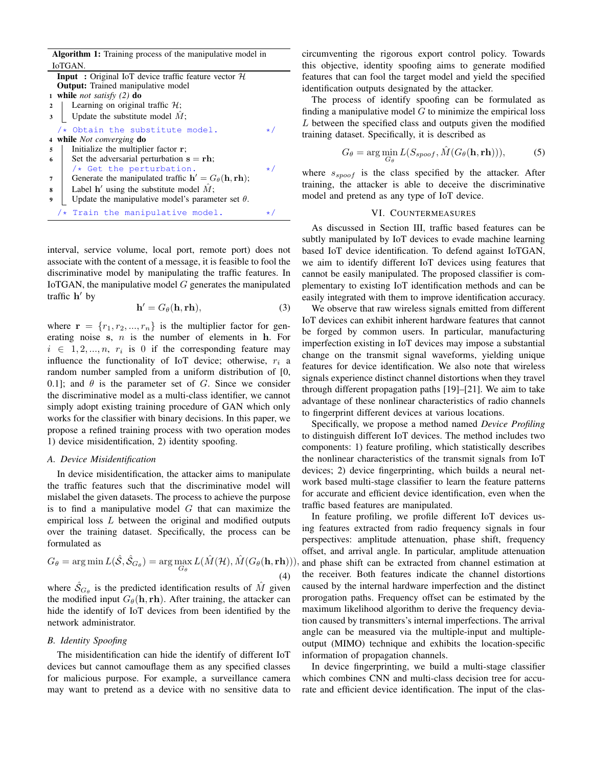**Algorithm 1:** Training process of the manipulative model in IoTGAN.

```
Input : Original IoT device traffic feature vector H
Output: Trained manipulative model
1 while not satisfy (2) do
2 |  Learning on original traffic H;
3 |  Update the substitute model M̂;
  /* Obtain the substitute model.                    */
4 while Not converging do
5 |  Initialize the multiplier factor r;
6 |  Set the adversarial perturbation s = rh;
  |  /* Get the perturbation.                         */
7 |  Generate the manipulated traffic h' = G_θ(h, rh);
8 |  Label h' using the substitute model M̂;
9 |  Update the manipulative model's parameter set θ.
  /* Train the manipulative model.                   */
```

interval, service volume, local port, remote port) does not associate with the content of a message, it is feasible to fool the discriminative model by manipulating the traffic features. In IoTGAN, the manipulative model $G$ generates the manipulated traffic $\mathbf{h}'$ by

$$\mathbf{h}' = G_\theta(\mathbf{h}, \mathbf{rh}), \tag{3}$$

where $\mathbf{r} = \{r_1, r_2, ..., r_n\}$ is the multiplier factor for generating noise $\mathbf{s}$, $n$ is the number of elements in $\mathbf{h}$. For $i \in 1, 2, ..., n$, $r_i$ is 0 if the corresponding feature may influence the functionality of IoT device; otherwise, $r_i$ a random number sampled from a uniform distribution of [0, 0.1]; and $\theta$ is the parameter set of $G$. Since we consider the discriminative model as a multi-class identifier, we cannot simply adopt existing training procedure of GAN which only works for the classifier with binary decisions. In this paper, we propose a refined training process with two operation modes 1) device misidentification, 2) identity spoofing.

### A. Device Misidentification

In device misidentification, the attacker aims to manipulate the traffic features such that the discriminative model will mislabel the given datasets. The process to achieve the purpose is to find a manipulative model $G$ that can maximize the empirical loss $L$ between the original and modified outputs over the training dataset. Specifically, the process can be formulated as

$$G_\theta = \arg\min L(\hat{\mathcal{S}}, \hat{\mathcal{S}}_{G_\theta}) = \arg\max_{G_\theta} L(\hat{M}(\mathcal{H}), \hat{M}(G_\theta(\mathbf{h}, \mathbf{rh}))), \tag{4}$$

where $\hat{\mathcal{S}}_{G_\theta}$ is the predicted identification results of $\hat{M}$ given the modified input $G_\theta(\mathbf{h}, \mathbf{rh})$. After training, the attacker can hide the identify of IoT devices from been identified by the network administrator.

### B. Identity Spoofing

The misidentification can hide the identify of different IoT devices but cannot camouflage them as any specified classes for malicious purpose. For example, a surveillance camera may want to pretend as a device with no sensitive data to circumventing the rigorous export control policy. Towards this objective, identity spoofing aims to generate modified features that can fool the target model and yield the specified identification outputs designated by the attacker.

The process of identify spoofing can be formulated as finding a manipulative model $G$ to minimize the empirical loss $L$ between the specified class and outputs given the modified training dataset. Specifically, it is described as

$$G_\theta = \arg\min_{G_\theta} L(S_{spoof}, \hat{M}(G_\theta(\mathbf{h}, \mathbf{rh}))), \tag{5}$$

where $s_{spoof}$ is the class specified by the attacker. After training, the attacker is able to deceive the discriminative model and pretend as any type of IoT device.

## VI. Countermeasures

As discussed in Section III, traffic based features can be subtly manipulated by IoT devices to evade machine learning based IoT device identification. To defend against IoTGAN, we aim to identify different IoT devices using features that cannot be easily manipulated. The proposed classifier is complementary to existing IoT identification methods and can be easily integrated with them to improve identification accuracy.

We observe that raw wireless signals emitted from different IoT devices can exhibit inherent hardware features that cannot be forged by common users. In particular, manufacturing imperfection existing in IoT devices may impose a substantial change on the transmit signal waveforms, yielding unique features for device identification. We also note that wireless signals experience distinct channel distortions when they travel through different propagation paths [19]–[21]. We aim to take advantage of these nonlinear characteristics of radio channels to fingerprint different devices at various locations.

Specifically, we propose a method named *Device Profiling* to distinguish different IoT devices. The method includes two components: 1) feature profiling, which statistically describes the nonlinear characteristics of the transmit signals from IoT devices; 2) device fingerprinting, which builds a neural network based multi-stage classifier to learn the feature patterns for accurate and efficient device identification, even when the traffic based features are manipulated.

In feature profiling, we profile different IoT devices using features extracted from radio frequency signals in four perspectives: amplitude attenuation, phase shift, frequency offset, and arrival angle. In particular, amplitude attenuation and phase shift can be extracted from channel estimation at the receiver. Both features indicate the channel distortions caused by the internal hardware imperfection and the distinct progation paths. Frequency offset can be estimated by the maximum likelihood algorithm to derive the frequency deviation caused by transmitters's internal imperfections. The arrival angle can be measured via the multiple-input and multiple-output (MIMO) technique and exhibits the location-specific information of propagation channels.

In device fingerprinting, we build a multi-stage classifier which combines CNN and multi-class decision tree for accurate and efficient device identification. The input of the clas-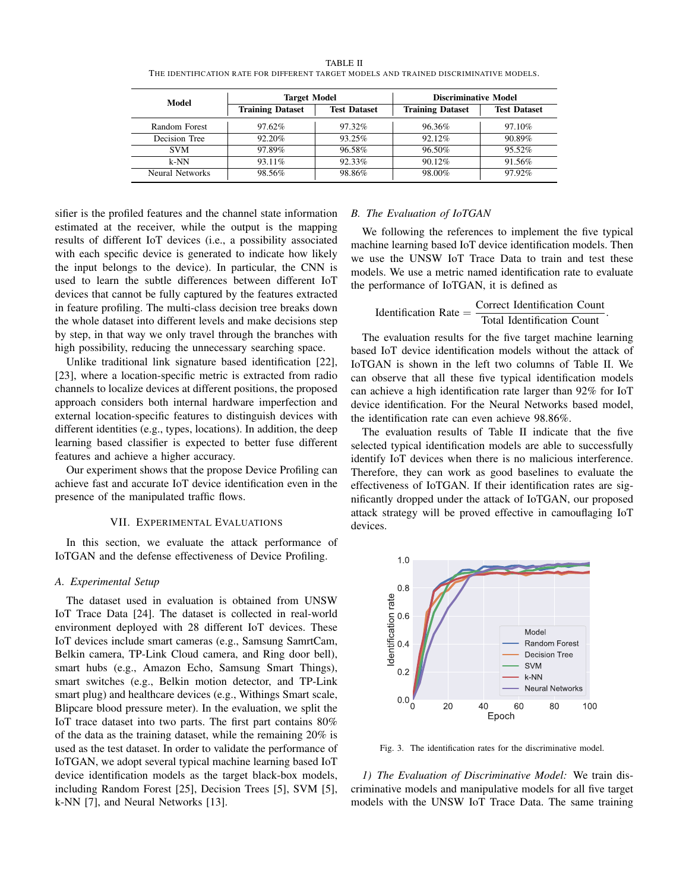TABLE II
THE IDENTIFICATION RATE FOR DIFFERENT TARGET MODELS AND TRAINED DISCRIMINATIVE MODELS.

| Model | Target Model | | Discriminative Model | |
|---|---|---|---|---|
| | Training Dataset | Test Dataset | Training Dataset | Test Dataset |
| Random Forest | 97.62% | 97.32% | 96.36% | 97.10% |
| Decision Tree | 92.20% | 93.25% | 92.12% | 90.89% |
| SVM | 97.89% | 96.58% | 96.50% | 95.52% |
| k-NN | 93.11% | 92.33% | 90.12% | 91.56% |
| Neural Networks | 98.56% | 98.86% | 98.00% | 97.92% |

sifier is the profiled features and the channel state information estimated at the receiver, while the output is the mapping results of different IoT devices (i.e., a possibility associated with each specific device is generated to indicate how likely the input belongs to the device). In particular, the CNN is used to learn the subtle differences between different IoT devices that cannot be fully captured by the features extracted in feature profiling. The multi-class decision tree breaks down the whole dataset into different levels and make decisions step by step, in that way we only travel through the branches with high possibility, reducing the unnecessary searching space.

Unlike traditional link signature based identification [22], [23], where a location-specific metric is extracted from radio channels to localize devices at different positions, the proposed approach considers both internal hardware imperfection and external location-specific features to distinguish devices with different identities (e.g., types, locations). In addition, the deep learning based classifier is expected to better fuse different features and achieve a higher accuracy.

Our experiment shows that the propose Device Profiling can achieve fast and accurate IoT device identification even in the presence of the manipulated traffic flows.

## VII. EXPERIMENTAL EVALUATIONS

In this section, we evaluate the attack performance of IoTGAN and the defense effectiveness of Device Profiling.

### A. Experimental Setup

The dataset used in evaluation is obtained from UNSW IoT Trace Data [24]. The dataset is collected in real-world environment deployed with 28 different IoT devices. These IoT devices include smart cameras (e.g., Samsung SamrtCam, Belkin camera, TP-Link Cloud camera, and Ring door bell), smart hubs (e.g., Amazon Echo, Samsung Smart Things), smart switches (e.g., Belkin motion detector, and TP-Link smart plug) and healthcare devices (e.g., Withings Smart scale, Blipcare blood pressure meter). In the evaluation, we split the IoT trace dataset into two parts. The first part contains 80% of the data as the training dataset, while the remaining 20% is used as the test dataset. In order to validate the performance of IoTGAN, we adopt several typical machine learning based IoT device identification models as the target black-box models, including Random Forest [25], Decision Trees [5], SVM [5], k-NN [7], and Neural Networks [13].

### B. The Evaluation of IoTGAN

We following the references to implement the five typical machine learning based IoT device identification models. Then we use the UNSW IoT Trace Data to train and test these models. We use a metric named identification rate to evaluate the performance of IoTGAN, it is defined as

$$\text{Identification Rate} = \frac{\text{Correct Identification Count}}{\text{Total Identification Count}}.$$

The evaluation results for the five target machine learning based IoT device identification models without the attack of IoTGAN is shown in the left two columns of Table II. We can observe that all these five typical identification models can achieve a high identification rate larger than 92% for IoT device identification. For the Neural Networks based model, the identification rate can even achieve 98.86%.

The evaluation results of Table II indicate that the five selected typical identification models are able to successfully identify IoT devices when there is no malicious interference. Therefore, they can work as good baselines to evaluate the effectiveness of IoTGAN. If their identification rates are significantly dropped under the attack of IoTGAN, our proposed attack strategy will be proved effective in camouflaging IoT devices.

Fig. 3. The identification rates for the discriminative model.

*1) The Evaluation of Discriminative Model:* We train discriminative models and manipulative models for all five target models with the UNSW IoT Trace Data. The same training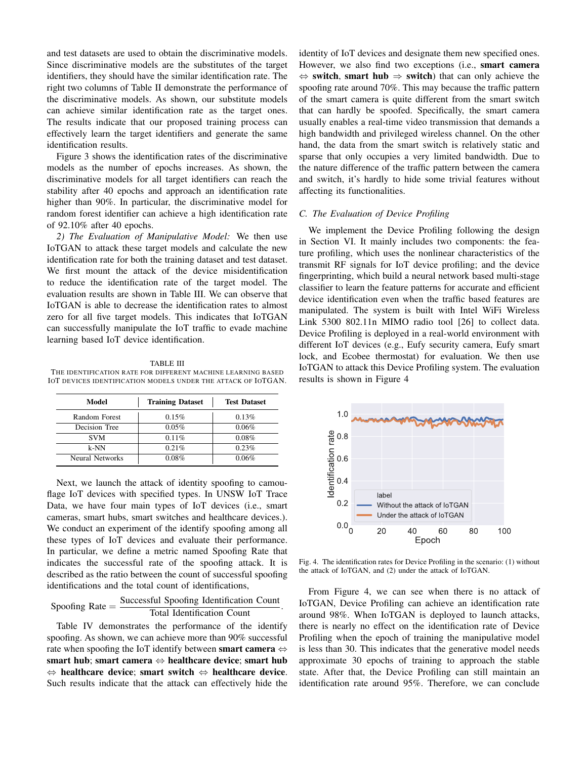and test datasets are used to obtain the discriminative models. Since discriminative models are the substitutes of the target identifiers, they should have the similar identification rate. The right two columns of Table II demonstrate the performance of the discriminative models. As shown, our substitute models can achieve similar identification rate as the target ones. The results indicate that our proposed training process can effectively learn the target identifiers and generate the same identification results.

Figure 3 shows the identification rates of the discriminative models as the number of epochs increases. As shown, the discriminative models for all target identifiers can reach the stability after 40 epochs and approach an identification rate higher than 90%. In particular, the discriminative model for random forest identifier can achieve a high identification rate of 92.10% after 40 epochs.

*2) The Evaluation of Manipulative Model:* We then use IoTGAN to attack these target models and calculate the new identification rate for both the training dataset and test dataset. We first mount the attack of the device misidentification to reduce the identification rate of the target model. The evaluation results are shown in Table III. We can observe that IoTGAN is able to decrease the identification rates to almost zero for all five target models. This indicates that IoTGAN can successfully manipulate the IoT traffic to evade machine learning based IoT device identification.

TABLE III
THE IDENTIFICATION RATE FOR DIFFERENT MACHINE LEARNING BASED IOT DEVICES IDENTIFICATION MODELS UNDER THE ATTACK OF IOTGAN.

| Model | Training Dataset | Test Dataset |
|---|---|---|
| Random Forest | 0.15% | 0.13% |
| Decision Tree | 0.05% | 0.06% |
| SVM | 0.11% | 0.08% |
| k-NN | 0.21% | 0.23% |
| Neural Networks | 0.08% | 0.06% |

Next, we launch the attack of identity spoofing to camouflage IoT devices with specified types. In UNSW IoT Trace Data, we have four main types of IoT devices (i.e., smart cameras, smart hubs, smart switches and healthcare devices.). We conduct an experiment of the identify spoofing among all these types of IoT devices and evaluate their performance. In particular, we define a metric named Spoofing Rate that indicates the successful rate of the spoofing attack. It is described as the ratio between the count of successful spoofing identifications and the total count of identifications,

$$\text{Spoofing Rate} = \frac{\text{Successful Spoofing Identification Count}}{\text{Total Identification Count}}.$$

Table IV demonstrates the performance of the identify spoofing. As shown, we can achieve more than 90% successful rate when spoofing the IoT identify between **smart camera** ⇔ **smart hub**; **smart camera** ⇔ **healthcare device**; **smart hub** ⇔ **healthcare device**; **smart switch** ⇔ **healthcare device**. Such results indicate that the attack can effectively hide the identity of IoT devices and designate them new specified ones. However, we also find two exceptions (i.e., **smart camera** ⇔ **switch**, **smart hub** ⇒ **switch**) that can only achieve the spoofing rate around 70%. This may because the traffic pattern of the smart camera is quite different from the smart switch that can hardly be spoofed. Specifically, the smart camera usually enables a real-time video transmission that demands a high bandwidth and privileged wireless channel. On the other hand, the data from the smart switch is relatively static and sparse that only occupies a very limited bandwidth. Due to the nature difference of the traffic pattern between the camera and switch, it's hardly to hide some trivial features without affecting its functionalities.

### C. The Evaluation of Device Profiling

We implement the Device Profiling following the design in Section VI. It mainly includes two components: the feature profiling, which uses the nonlinear characteristics of the transmit RF signals for IoT device profiling; and the device fingerprinting, which build a neural network based multi-stage classifier to learn the feature patterns for accurate and efficient device identification even when the traffic based features are manipulated. The system is built with Intel WiFi Wireless Link 5300 802.11n MIMO radio tool [26] to collect data. Device Profiling is deployed in a real-world environment with different IoT devices (e.g., Eufy security camera, Eufy smart lock, and Ecobee thermostat) for evaluation. We then use IoTGAN to attack this Device Profiling system. The evaluation results is shown in Figure 4

Fig. 4. The identification rates for Device Profiling in the scenario: (1) without the attack of IoTGAN, and (2) under the attack of IoTGAN.

From Figure 4, we can see when there is no attack of IoTGAN, Device Profiling can achieve an identification rate around 98%. When IoTGAN is deployed to launch attacks, there is nearly no effect on the identification rate of Device Profiling when the epoch of training the manipulative model is less than 30. This indicates that the generative model needs approximate 30 epochs of training to approach the stable state. After that, the Device Profiling can still maintain an identification rate around 95%. Therefore, we can conclude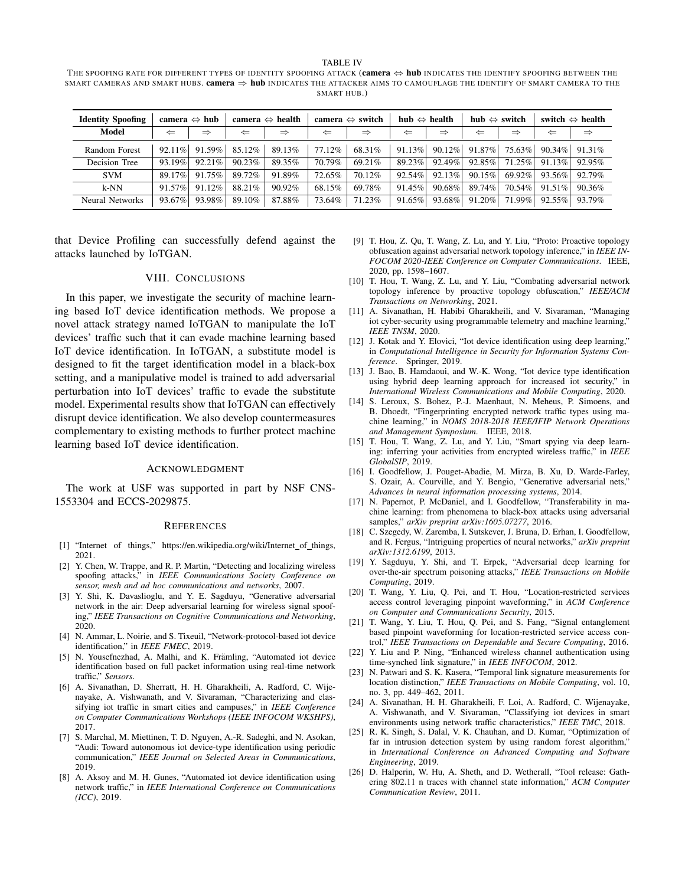TABLE IV
THE SPOOFING RATE FOR DIFFERENT TYPES OF IDENTITY SPOOFING ATTACK (**camera** ⇔ **hub** INDICATES THE IDENTIFY SPOOFING BETWEEN THE SMART CAMERAS AND SMART HUBS. **camera** ⇒ **hub** INDICATES THE ATTACKER AIMS TO CAMOUFLAGE THE IDENTIFY OF SMART CAMERA TO THE SMART HUB.)

| **Identity Spoofing** | **camera ⇔ hub** | | **camera ⇔ health** | | **camera ⇔ switch** | | **hub ⇔ health** | | **hub ⇔ switch** | | **switch ⇔ health** | |
|---|---|---|---|---|---|---|---|---|---|---|---|---|
| **Model** | ⇐ | ⇒ | ⇐ | ⇒ | ⇐ | ⇒ | ⇐ | ⇒ | ⇐ | ⇒ | ⇐ | ⇒ |
| Random Forest | 92.11% | 91.59% | 85.12% | 89.13% | 77.12% | 68.31% | 91.13% | 90.12% | 91.87% | 75.63% | 90.34% | 91.31% |
| Decision Tree | 93.19% | 92.21% | 90.23% | 89.35% | 70.79% | 69.21% | 89.23% | 92.49% | 92.85% | 71.25% | 91.13% | 92.95% |
| SVM | 89.17% | 91.75% | 89.72% | 91.89% | 72.65% | 70.12% | 92.54% | 92.13% | 90.15% | 69.92% | 93.56% | 92.79% |
| k-NN | 91.57% | 91.12% | 88.21% | 90.92% | 68.15% | 69.78% | 91.45% | 90.68% | 89.74% | 70.54% | 91.51% | 90.36% |
| Neural Networks | 93.67% | 93.98% | 89.10% | 87.88% | 73.64% | 71.23% | 91.65% | 93.68% | 91.20% | 71.99% | 92.55% | 93.79% |

that Device Profiling can successfully defend against the attacks launched by IoTGAN.

## VIII. Conclusions

In this paper, we investigate the security of machine learning based IoT device identification methods. We propose a novel attack strategy named IoTGAN to manipulate the IoT devices' traffic such that it can evade machine learning based IoT device identification. In IoTGAN, a substitute model is designed to fit the target identification model in a black-box setting, and a manipulative model is trained to add adversarial perturbation into IoT devices' traffic to evade the substitute model. Experimental results show that IoTGAN can effectively disrupt device identification. We also develop countermeasures complementary to existing methods to further protect machine learning based IoT device identification.

## Acknowledgment

The work at USF was supported in part by NSF CNS-1553304 and ECCS-2029875.

## References

[1] "Internet of things," https://en.wikipedia.org/wiki/Internet_of_things, 2021.

[2] Y. Chen, W. Trappe, and R. P. Martin, "Detecting and localizing wireless spoofing attacks," in *IEEE Communications Society Conference on sensor, mesh and ad hoc communications and networks*, 2007.

[3] Y. Shi, K. Davaslioglu, and Y. E. Sagduyu, "Generative adversarial network in the air: Deep adversarial learning for wireless signal spoofing," *IEEE Transactions on Cognitive Communications and Networking*, 2020.

[4] N. Ammar, L. Noirie, and S. Tixeuil, "Network-protocol-based iot device identification," in *IEEE FMEC*, 2019.

[5] N. Yousefnezhad, A. Malhi, and K. Främling, "Automated iot device identification based on full packet information using real-time network traffic," *Sensors*.

[6] A. Sivanathan, D. Sherratt, H. H. Gharakheili, A. Radford, C. Wijenayake, A. Vishwanath, and V. Sivaraman, "Characterizing and classifying iot traffic in smart cities and campuses," in *IEEE Conference on Computer Communications Workshops (IEEE INFOCOM WKSHPS)*, 2017.

[7] S. Marchal, M. Miettinen, T. D. Nguyen, A.-R. Sadeghi, and N. Asokan, "Audi: Toward autonomous iot device-type identification using periodic communication," *IEEE Journal on Selected Areas in Communications*, 2019.

[8] A. Aksoy and M. H. Gunes, "Automated iot device identification using network traffic," in *IEEE International Conference on Communications (ICC)*, 2019.

[9] T. Hou, Z. Qu, T. Wang, Z. Lu, and Y. Liu, "Proto: Proactive topology obfuscation against adversarial network topology inference," in *IEEE INFOCOM 2020-IEEE Conference on Computer Communications*. IEEE, 2020, pp. 1598–1607.

[10] T. Hou, T. Wang, Z. Lu, and Y. Liu, "Combating adversarial network topology inference by proactive topology obfuscation," *IEEE/ACM Transactions on Networking*, 2021.

[11] A. Sivanathan, H. Habibi Gharakheili, and V. Sivaraman, "Managing iot cyber-security using programmable telemetry and machine learning," *IEEE TNSM*, 2020.

[12] J. Kotak and Y. Elovici, "Iot device identification using deep learning," in *Computational Intelligence in Security for Information Systems Conference*. Springer, 2019.

[13] J. Bao, B. Hamdaoui, and W.-K. Wong, "Iot device type identification using hybrid deep learning approach for increased iot security," in *International Wireless Communications and Mobile Computing*, 2020.

[14] S. Leroux, S. Bohez, P.-J. Maenhaut, N. Meheus, P. Simoens, and B. Dhoedt, "Fingerprinting encrypted network traffic types using machine learning," in *NOMS 2018-2018 IEEE/IFIP Network Operations and Management Symposium*. IEEE, 2018.

[15] T. Hou, T. Wang, Z. Lu, and Y. Liu, "Smart spying via deep learning: inferring your activities from encrypted wireless traffic," in *IEEE GlobalSIP*, 2019.

[16] I. Goodfellow, J. Pouget-Abadie, M. Mirza, B. Xu, D. Warde-Farley, S. Ozair, A. Courville, and Y. Bengio, "Generative adversarial nets," *Advances in neural information processing systems*, 2014.

[17] N. Papernot, P. McDaniel, and I. Goodfellow, "Transferability in machine learning: from phenomena to black-box attacks using adversarial samples," *arXiv preprint arXiv:1605.07277*, 2016.

[18] C. Szegedy, W. Zaremba, I. Sutskever, J. Bruna, D. Erhan, I. Goodfellow, and R. Fergus, "Intriguing properties of neural networks," *arXiv preprint arXiv:1312.6199*, 2013.

[19] Y. Sagduyu, Y. Shi, and T. Erpek, "Adversarial deep learning for over-the-air spectrum poisoning attacks," *IEEE Transactions on Mobile Computing*, 2019.

[20] T. Wang, Y. Liu, Q. Pei, and T. Hou, "Location-restricted services access control leveraging pinpoint waveforming," in *ACM Conference on Computer and Communications Security*, 2015.

[21] T. Wang, Y. Liu, T. Hou, Q. Pei, and S. Fang, "Signal entanglement based pinpoint waveforming for location-restricted service access control," *IEEE Transactions on Dependable and Secure Computing*, 2016.

[22] Y. Liu and P. Ning, "Enhanced wireless channel authentication using time-synched link signature," in *IEEE INFOCOM*, 2012.

[23] N. Patwari and S. K. Kasera, "Temporal link signature measurements for location distinction," *IEEE Transactions on Mobile Computing*, vol. 10, no. 3, pp. 449–462, 2011.

[24] A. Sivanathan, H. H. Gharakheili, F. Loi, A. Radford, C. Wijenayake, A. Vishwanath, and V. Sivaraman, "Classifying iot devices in smart environments using network traffic characteristics," *IEEE TMC*, 2018.

[25] R. K. Singh, S. Dalal, V. K. Chauhan, and D. Kumar, "Optimization of far in intrusion detection system by using random forest algorithm," in *International Conference on Advanced Computing and Software Engineering*, 2019.

[26] D. Halperin, W. Hu, A. Sheth, and D. Wetherall, "Tool release: Gathering 802.11 n traces with channel state information," *ACM Computer Communication Review*, 2011.